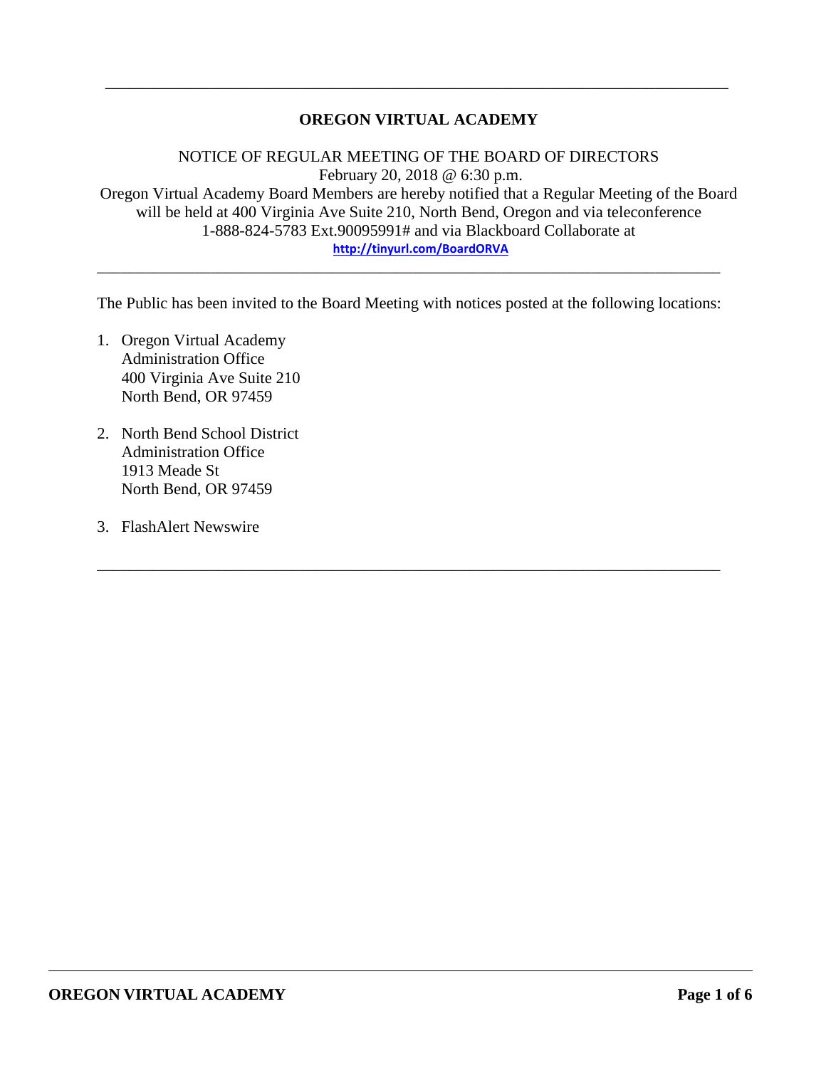# OREGON VIRTUAL ACADEMY

NOTICE OF REGULAR MEETING OF THE BOARD OF DIRECTORS
February 20, 2018 @ 6:30 p.m.
Oregon Virtual Academy Board Members are hereby notified that a Regular Meeting of the Board will be held at 400 Virginia Ave Suite 210, North Bend, Oregon and via teleconference 1-888-824-5783 Ext.90095991# and via Blackboard Collaborate at
http://tinyurl.com/BoardORVA

---

The Public has been invited to the Board Meeting with notices posted at the following locations:

1. Oregon Virtual Academy
   Administration Office
   400 Virginia Ave Suite 210
   North Bend, OR 97459

2. North Bend School District
   Administration Office
   1913 Meade St
   North Bend, OR 97459

3. FlashAlert Newswire

---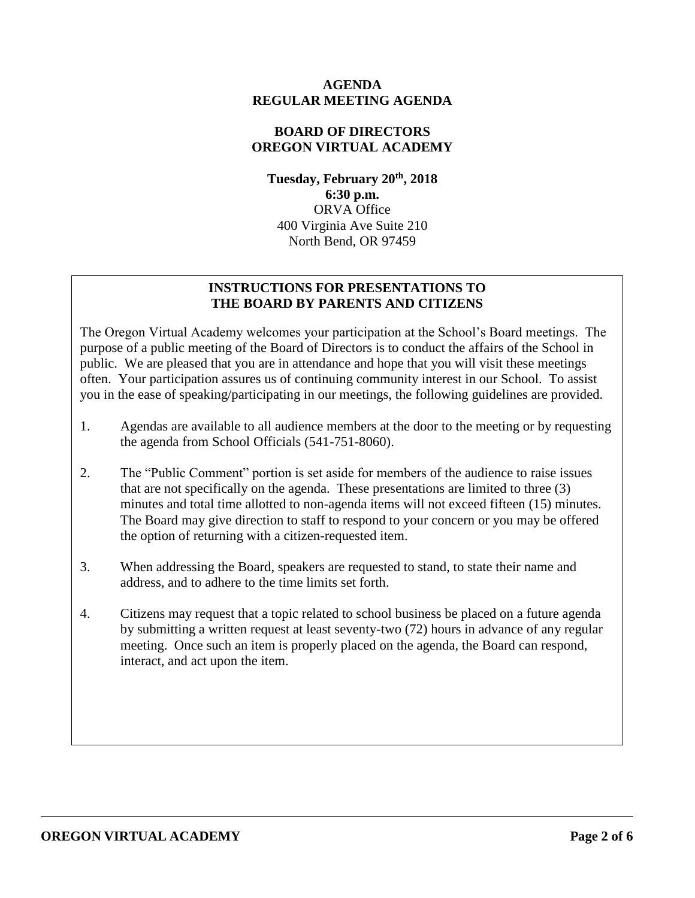# AGENDA
# REGULAR MEETING AGENDA

## BOARD OF DIRECTORS
## OREGON VIRTUAL ACADEMY

**Tuesday, February 20th, 2018**
**6:30 p.m.**
ORVA Office
400 Virginia Ave Suite 210
North Bend, OR 97459

### INSTRUCTIONS FOR PRESENTATIONS TO THE BOARD BY PARENTS AND CITIZENS

The Oregon Virtual Academy welcomes your participation at the School's Board meetings. The purpose of a public meeting of the Board of Directors is to conduct the affairs of the School in public. We are pleased that you are in attendance and hope that you will visit these meetings often. Your participation assures us of continuing community interest in our School. To assist you in the ease of speaking/participating in our meetings, the following guidelines are provided.

1. Agendas are available to all audience members at the door to the meeting or by requesting the agenda from School Officials (541-751-8060).

2. The "Public Comment" portion is set aside for members of the audience to raise issues that are not specifically on the agenda. These presentations are limited to three (3) minutes and total time allotted to non-agenda items will not exceed fifteen (15) minutes. The Board may give direction to staff to respond to your concern or you may be offered the option of returning with a citizen-requested item.

3. When addressing the Board, speakers are requested to stand, to state their name and address, and to adhere to the time limits set forth.

4. Citizens may request that a topic related to school business be placed on a future agenda by submitting a written request at least seventy-two (72) hours in advance of any regular meeting. Once such an item is properly placed on the agenda, the Board can respond, interact, and act upon the item.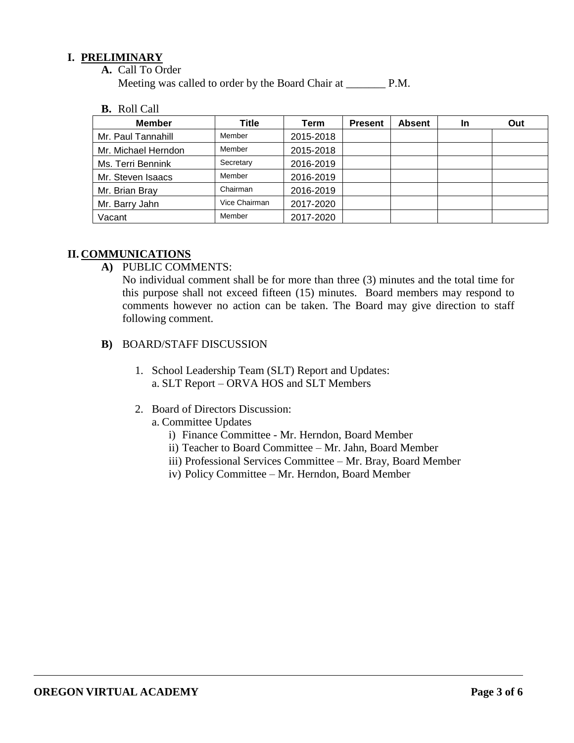# I. PRELIMINARY

**A.** Call To Order

Meeting was called to order by the Board Chair at _______ P.M.

**B.** Roll Call

| Member | Title | Term | Present | Absent | In | Out |
|---|---|---|---|---|---|---|
| Mr. Paul Tannahill | Member | 2015-2018 | | | | |
| Mr. Michael Herndon | Member | 2015-2018 | | | | |
| Ms. Terri Bennink | Secretary | 2016-2019 | | | | |
| Mr. Steven Isaacs | Member | 2016-2019 | | | | |
| Mr. Brian Bray | Chairman | 2016-2019 | | | | |
| Mr. Barry Jahn | Vice Chairman | 2017-2020 | | | | |
| Vacant | Member | 2017-2020 | | | | |

# II. COMMUNICATIONS

**A)** PUBLIC COMMENTS:

No individual comment shall be for more than three (3) minutes and the total time for this purpose shall not exceed fifteen (15) minutes. Board members may respond to comments however no action can be taken. The Board may give direction to staff following comment.

**B)** BOARD/STAFF DISCUSSION

1. School Leadership Team (SLT) Report and Updates:
   a. SLT Report – ORVA HOS and SLT Members

2. Board of Directors Discussion:
   a. Committee Updates
      i) Finance Committee - Mr. Herndon, Board Member
      ii) Teacher to Board Committee – Mr. Jahn, Board Member
      iii) Professional Services Committee – Mr. Bray, Board Member
      iv) Policy Committee – Mr. Herndon, Board Member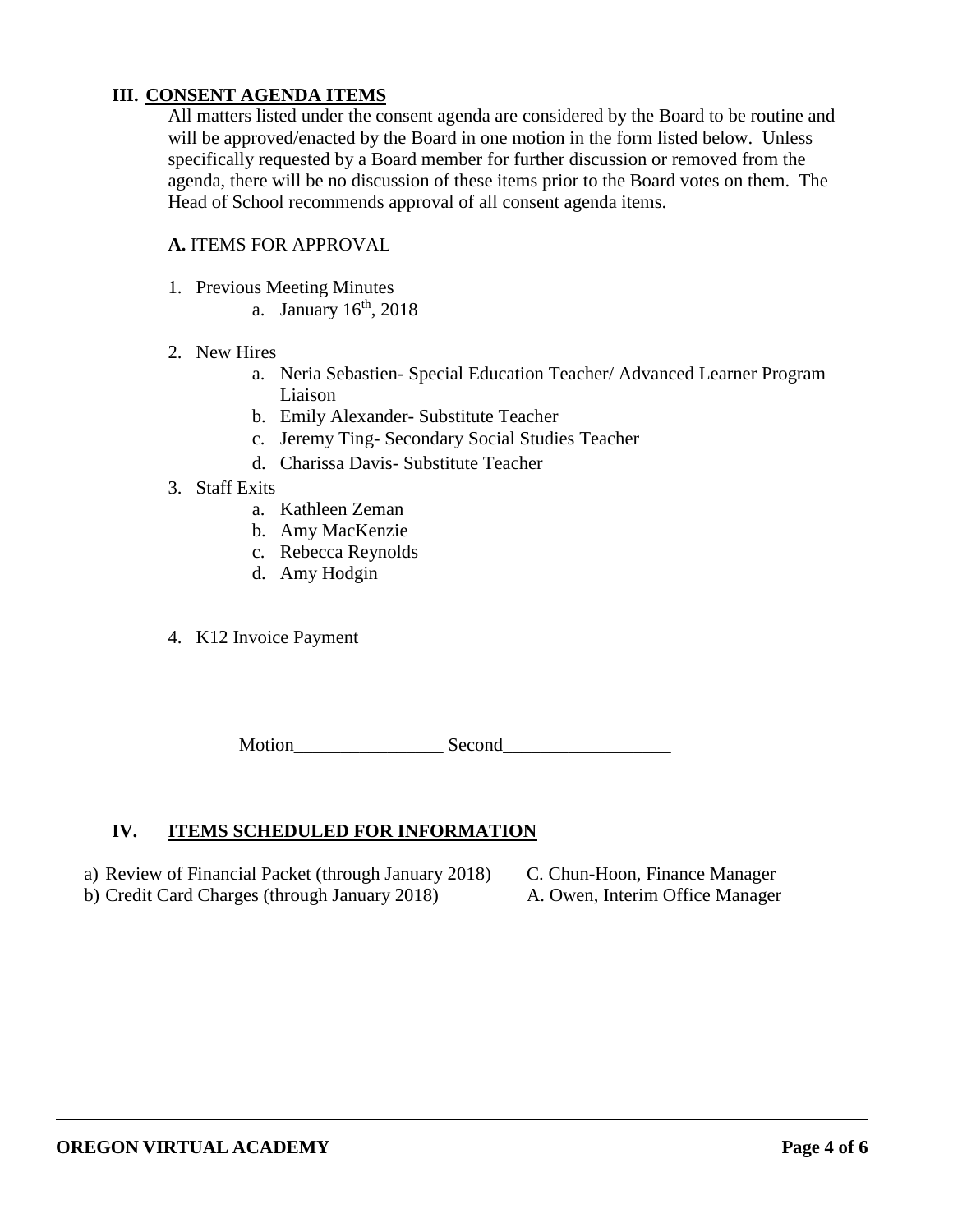## III. CONSENT AGENDA ITEMS

All matters listed under the consent agenda are considered by the Board to be routine and will be approved/enacted by the Board in one motion in the form listed below. Unless specifically requested by a Board member for further discussion or removed from the agenda, there will be no discussion of these items prior to the Board votes on them. The Head of School recommends approval of all consent agenda items.

**A.** ITEMS FOR APPROVAL

1. Previous Meeting Minutes
    a. January 16th, 2018
2. New Hires
    a. Neria Sebastien- Special Education Teacher/ Advanced Learner Program Liaison
    b. Emily Alexander- Substitute Teacher
    c. Jeremy Ting- Secondary Social Studies Teacher
    d. Charissa Davis- Substitute Teacher
3. Staff Exits
    a. Kathleen Zeman
    b. Amy MacKenzie
    c. Rebecca Reynolds
    d. Amy Hodgin
4. K12 Invoice Payment

Motion________________ Second__________________

## IV. ITEMS SCHEDULED FOR INFORMATION

a) Review of Financial Packet (through January 2018) — C. Chun-Hoon, Finance Manager
b) Credit Card Charges (through January 2018) — A. Owen, Interim Office Manager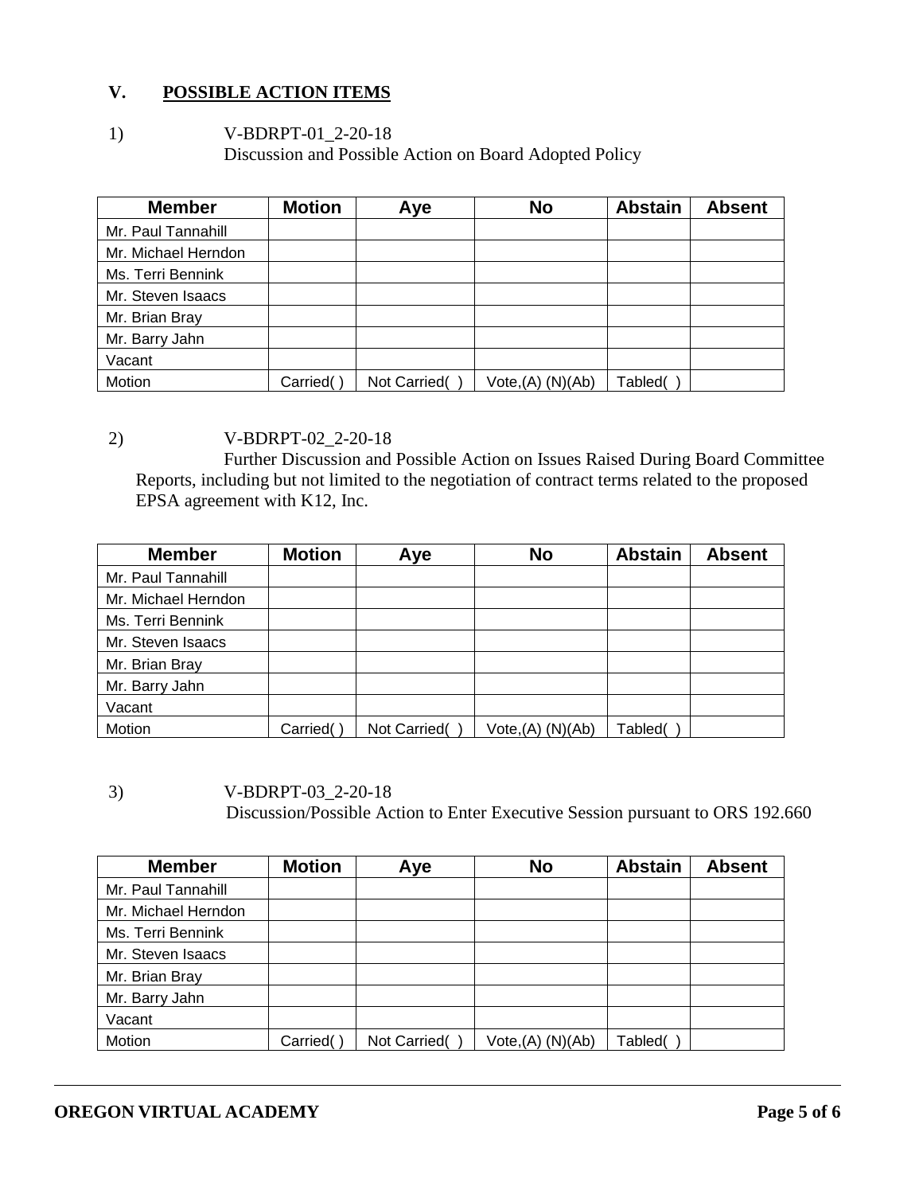## V. POSSIBLE ACTION ITEMS

1) V-BDRPT-01_2-20-18
Discussion and Possible Action on Board Adopted Policy

| Member | Motion | Aye | No | Abstain | Absent |
|---|---|---|---|---|---|
| Mr. Paul Tannahill | | | | | |
| Mr. Michael Herndon | | | | | |
| Ms. Terri Bennink | | | | | |
| Mr. Steven Isaacs | | | | | |
| Mr. Brian Bray | | | | | |
| Mr. Barry Jahn | | | | | |
| Vacant | | | | | |
| Motion | Carried( ) | Not Carried( ) | Vote,(A) (N)(Ab) | Tabled( ) | |

2) V-BDRPT-02_2-20-18
Further Discussion and Possible Action on Issues Raised During Board Committee Reports, including but not limited to the negotiation of contract terms related to the proposed EPSA agreement with K12, Inc.

| Member | Motion | Aye | No | Abstain | Absent |
|---|---|---|---|---|---|
| Mr. Paul Tannahill | | | | | |
| Mr. Michael Herndon | | | | | |
| Ms. Terri Bennink | | | | | |
| Mr. Steven Isaacs | | | | | |
| Mr. Brian Bray | | | | | |
| Mr. Barry Jahn | | | | | |
| Vacant | | | | | |
| Motion | Carried( ) | Not Carried( ) | Vote,(A) (N)(Ab) | Tabled( ) | |

3) V-BDRPT-03_2-20-18
Discussion/Possible Action to Enter Executive Session pursuant to ORS 192.660

| Member | Motion | Aye | No | Abstain | Absent |
|---|---|---|---|---|---|
| Mr. Paul Tannahill | | | | | |
| Mr. Michael Herndon | | | | | |
| Ms. Terri Bennink | | | | | |
| Mr. Steven Isaacs | | | | | |
| Mr. Brian Bray | | | | | |
| Mr. Barry Jahn | | | | | |
| Vacant | | | | | |
| Motion | Carried( ) | Not Carried( ) | Vote,(A) (N)(Ab) | Tabled( ) | |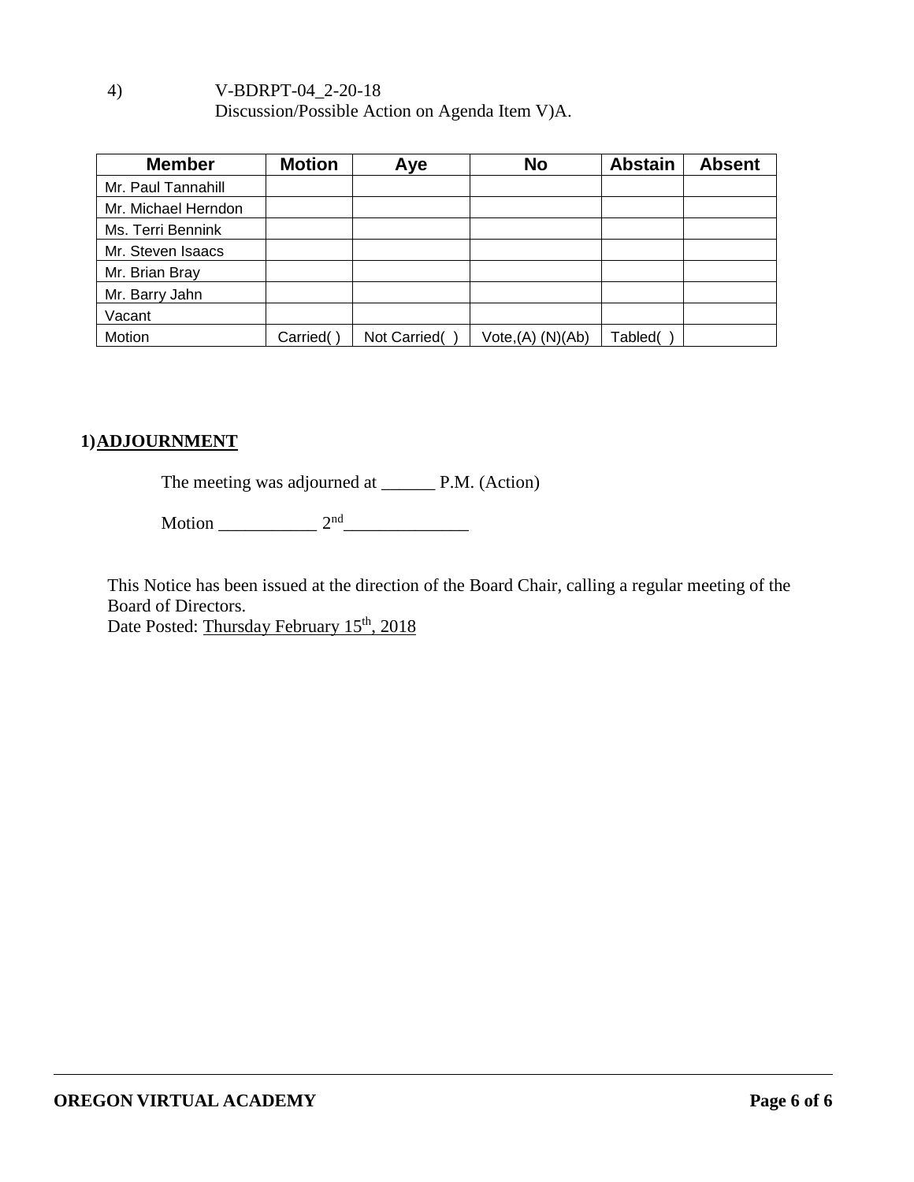4) V-BDRPT-04_2-20-18
Discussion/Possible Action on Agenda Item V)A.

| Member | Motion | Aye | No | Abstain | Absent |
|---|---|---|---|---|---|
| Mr. Paul Tannahill | | | | | |
| Mr. Michael Herndon | | | | | |
| Ms. Terri Bennink | | | | | |
| Mr. Steven Isaacs | | | | | |
| Mr. Brian Bray | | | | | |
| Mr. Barry Jahn | | | | | |
| Vacant | | | | | |
| Motion | Carried( ) | Not Carried( ) | Vote,(A) (N)(Ab) | Tabled( ) | |

**1) ADJOURNMENT**

The meeting was adjourned at ______ P.M. (Action)

Motion ___________ 2nd______________

This Notice has been issued at the direction of the Board Chair, calling a regular meeting of the Board of Directors.
Date Posted: Thursday February 15th, 2018